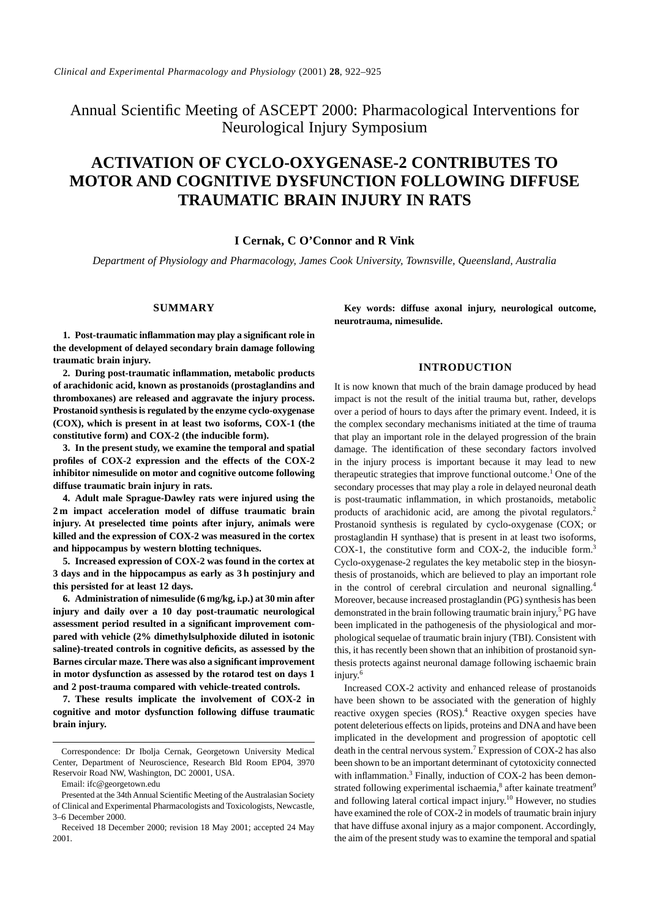Annual Scientific Meeting of ASCEPT 2000: Pharmacological Interventions for Neurological Injury Symposium

# ACTIVATION OF CYCLO-OXYGENASE-2 CONTRIBUTES TO MOTOR AND COGNITIVE DYSFUNCTION FOLLOWING DIFFUSE TRAUMATIC BRAIN INJURY IN RATS

**I Cernak, C O'Connor and R Vink**

*Department of Physiology and Pharmacology, James Cook University, Townsville, Queensland, Australia*

## SUMMARY

**1. Post-traumatic inflammation may play a significant role in the development of delayed secondary brain damage following traumatic brain injury.**

**2. During post-traumatic inflammation, metabolic products of arachidonic acid, known as prostanoids (prostaglandins and thromboxanes) are released and aggravate the injury process. Prostanoid synthesis is regulated by the enzyme cyclo-oxygenase (COX), which is present in at least two isoforms, COX-1 (the constitutive form) and COX-2 (the inducible form).**

**3. In the present study, we examine the temporal and spatial profiles of COX-2 expression and the effects of the COX-2 inhibitor nimesulide on motor and cognitive outcome following diffuse traumatic brain injury in rats.**

**4. Adult male Sprague-Dawley rats were injured using the 2 m impact acceleration model of diffuse traumatic brain injury. At preselected time points after injury, animals were killed and the expression of COX-2 was measured in the cortex and hippocampus by western blotting techniques.**

**5. Increased expression of COX-2 was found in the cortex at 3 days and in the hippocampus as early as 3 h postinjury and this persisted for at least 12 days.**

**6. Administration of nimesulide (6 mg/kg, i.p.) at 30 min after injury and daily over a 10 day post-traumatic neurological assessment period resulted in a significant improvement compared with vehicle (2% dimethylsulphoxide diluted in isotonic saline)-treated controls in cognitive deficits, as assessed by the Barnes circular maze. There was also a significant improvement in motor dysfunction as assessed by the rotarod test on days 1 and 2 post-trauma compared with vehicle-treated controls.**

**7. These results implicate the involvement of COX-2 in cognitive and motor dysfunction following diffuse traumatic brain injury.**

Correspondence: Dr Ibolja Cernak, Georgetown University Medical Center, Department of Neuroscience, Research Bld Room EP04, 3970 Reservoir Road NW, Washington, DC 20001, USA.

Email: ifc@georgetown.edu

Presented at the 34th Annual Scientific Meeting of the Australasian Society of Clinical and Experimental Pharmacologists and Toxicologists, Newcastle, 3–6 December 2000.

Received 18 December 2000; revision 18 May 2001; accepted 24 May 2001.

**Key words: diffuse axonal injury, neurological outcome, neurotrauma, nimesulide.**

## INTRODUCTION

It is now known that much of the brain damage produced by head impact is not the result of the initial trauma but, rather, develops over a period of hours to days after the primary event. Indeed, it is the complex secondary mechanisms initiated at the time of trauma that play an important role in the delayed progression of the brain damage. The identification of these secondary factors involved in the injury process is important because it may lead to new therapeutic strategies that improve functional outcome.[1] One of the secondary processes that may play a role in delayed neuronal death is post-traumatic inflammation, in which prostanoids, metabolic products of arachidonic acid, are among the pivotal regulators.[2] Prostanoid synthesis is regulated by cyclo-oxygenase (COX; or prostaglandin H synthase) that is present in at least two isoforms, COX-1, the constitutive form and COX-2, the inducible form.[3] Cyclo-oxygenase-2 regulates the key metabolic step in the biosynthesis of prostanoids, which are believed to play an important role in the control of cerebral circulation and neuronal signalling.[4] Moreover, because increased prostaglandin (PG) synthesis has been demonstrated in the brain following traumatic brain injury,[5] PG have been implicated in the pathogenesis of the physiological and morphological sequelae of traumatic brain injury (TBI). Consistent with this, it has recently been shown that an inhibition of prostanoid synthesis protects against neuronal damage following ischaemic brain injury.[6]

Increased COX-2 activity and enhanced release of prostanoids have been shown to be associated with the generation of highly reactive oxygen species (ROS).[4] Reactive oxygen species have potent deleterious effects on lipids, proteins and DNA and have been implicated in the development and progression of apoptotic cell death in the central nervous system.[7] Expression of COX-2 has also been shown to be an important determinant of cytotoxicity connected with inflammation.[3] Finally, induction of COX-2 has been demonstrated following experimental ischaemia,[8] after kainate treatment[9] and following lateral cortical impact injury.[10] However, no studies have examined the role of COX-2 in models of traumatic brain injury that have diffuse axonal injury as a major component. Accordingly, the aim of the present study was to examine the temporal and spatial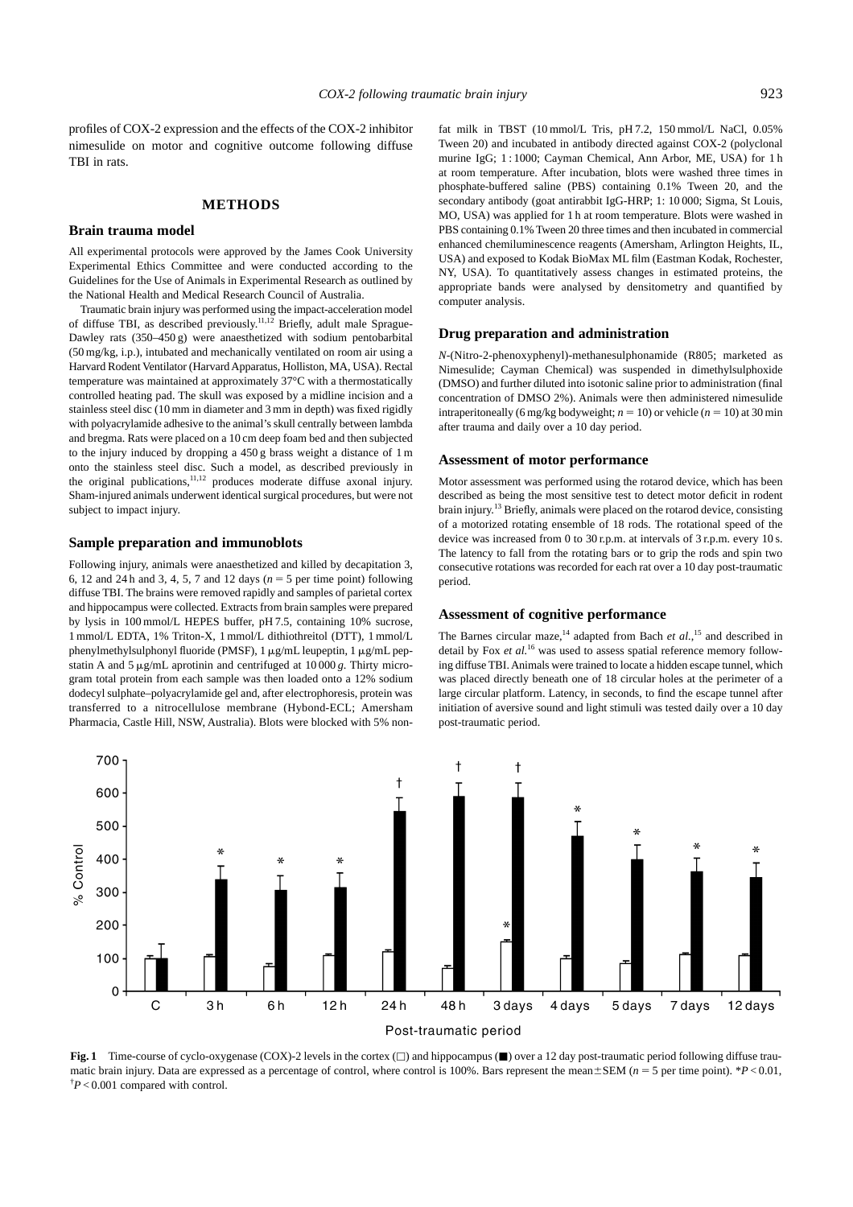profiles of COX-2 expression and the effects of the COX-2 inhibitor nimesulide on motor and cognitive outcome following diffuse TBI in rats.

## METHODS

### Brain trauma model

All experimental protocols were approved by the James Cook University Experimental Ethics Committee and were conducted according to the Guidelines for the Use of Animals in Experimental Research as outlined by the National Health and Medical Research Council of Australia.

Traumatic brain injury was performed using the impact-acceleration model of diffuse TBI, as described previously.[11,12] Briefly, adult male Sprague-Dawley rats (350–450 g) were anaesthetized with sodium pentobarbital (50 mg/kg, i.p.), intubated and mechanically ventilated on room air using a Harvard Rodent Ventilator (Harvard Apparatus, Holliston, MA, USA). Rectal temperature was maintained at approximately 37°C with a thermostatically controlled heating pad. The skull was exposed by a midline incision and a stainless steel disc (10 mm in diameter and 3 mm in depth) was fixed rigidly with polyacrylamide adhesive to the animal's skull centrally between lambda and bregma. Rats were placed on a 10 cm deep foam bed and then subjected to the injury induced by dropping a 450 g brass weight a distance of 1 m onto the stainless steel disc. Such a model, as described previously in the original publications,[11,12] produces moderate diffuse axonal injury. Sham-injured animals underwent identical surgical procedures, but were not subject to impact injury.

### Sample preparation and immunoblots

Following injury, animals were anaesthetized and killed by decapitation 3, 6, 12 and 24 h and 3, 4, 5, 7 and 12 days ($n = 5$ per time point) following diffuse TBI. The brains were removed rapidly and samples of parietal cortex and hippocampus were collected. Extracts from brain samples were prepared by lysis in 100 mmol/L HEPES buffer, pH 7.5, containing 10% sucrose, 1 mmol/L EDTA, 1% Triton-X, 1 mmol/L dithiothreitol (DTT), 1 mmol/L phenylmethylsulphonyl fluoride (PMSF), 1 μg/mL leupeptin, 1 μg/mL pepstatin A and 5 μg/mL aprotinin and centrifuged at 10 000 *g*. Thirty microgram total protein from each sample was then loaded onto a 12% sodium dodecyl sulphate–polyacrylamide gel and, after electrophoresis, protein was transferred to a nitrocellulose membrane (Hybond-ECL; Amersham Pharmacia, Castle Hill, NSW, Australia). Blots were blocked with 5% non-fat milk in TBST (10 mmol/L Tris, pH 7.2, 150 mmol/L NaCl, 0.05% Tween 20) and incubated in antibody directed against COX-2 (polyclonal murine IgG; 1 : 1000; Cayman Chemical, Ann Arbor, ME, USA) for 1 h at room temperature. After incubation, blots were washed three times in phosphate-buffered saline (PBS) containing 0.1% Tween 20, and the secondary antibody (goat antirabbit IgG-HRP; 1: 10 000; Sigma, St Louis, MO, USA) was applied for 1 h at room temperature. Blots were washed in PBS containing 0.1% Tween 20 three times and then incubated in commercial enhanced chemiluminescence reagents (Amersham, Arlington Heights, IL, USA) and exposed to Kodak BioMax ML film (Eastman Kodak, Rochester, NY, USA). To quantitatively assess changes in estimated proteins, the appropriate bands were analysed by densitometry and quantified by computer analysis.

### Drug preparation and administration

*N*-(Nitro-2-phenoxyphenyl)-methanesulphonamide (R805; marketed as Nimesulide; Cayman Chemical) was suspended in dimethylsulphoxide (DMSO) and further diluted into isotonic saline prior to administration (final concentration of DMSO 2%). Animals were then administered nimesulide intraperitoneally (6 mg/kg bodyweight; $n = 10$) or vehicle ($n = 10$) at 30 min after trauma and daily over a 10 day period.

### Assessment of motor performance

Motor assessment was performed using the rotarod device, which has been described as being the most sensitive test to detect motor deficit in rodent brain injury.[13] Briefly, animals were placed on the rotarod device, consisting of a motorized rotating ensemble of 18 rods. The rotational speed of the device was increased from 0 to 30 r.p.m. at intervals of 3 r.p.m. every 10 s. The latency to fall from the rotating bars or to grip the rods and spin two consecutive rotations was recorded for each rat over a 10 day post-traumatic period.

### Assessment of cognitive performance

The Barnes circular maze,[14] adapted from Bach *et al.*,[15] and described in detail by Fox *et al.*[16] was used to assess spatial reference memory following diffuse TBI. Animals were trained to locate a hidden escape tunnel, which was placed directly beneath one of 18 circular holes at the perimeter of a large circular platform. Latency, in seconds, to find the escape tunnel after initiation of aversive sound and light stimuli was tested daily over a 10 day post-traumatic period.

**Fig. 1** Time-course of cyclo-oxygenase (COX)-2 levels in the cortex (□) and hippocampus (■) over a 12 day post-traumatic period following diffuse traumatic brain injury. Data are expressed as a percentage of control, where control is 100%. Bars represent the mean±SEM ($n = 5$ per time point). *$P < 0.01$, †$P < 0.001$ compared with control.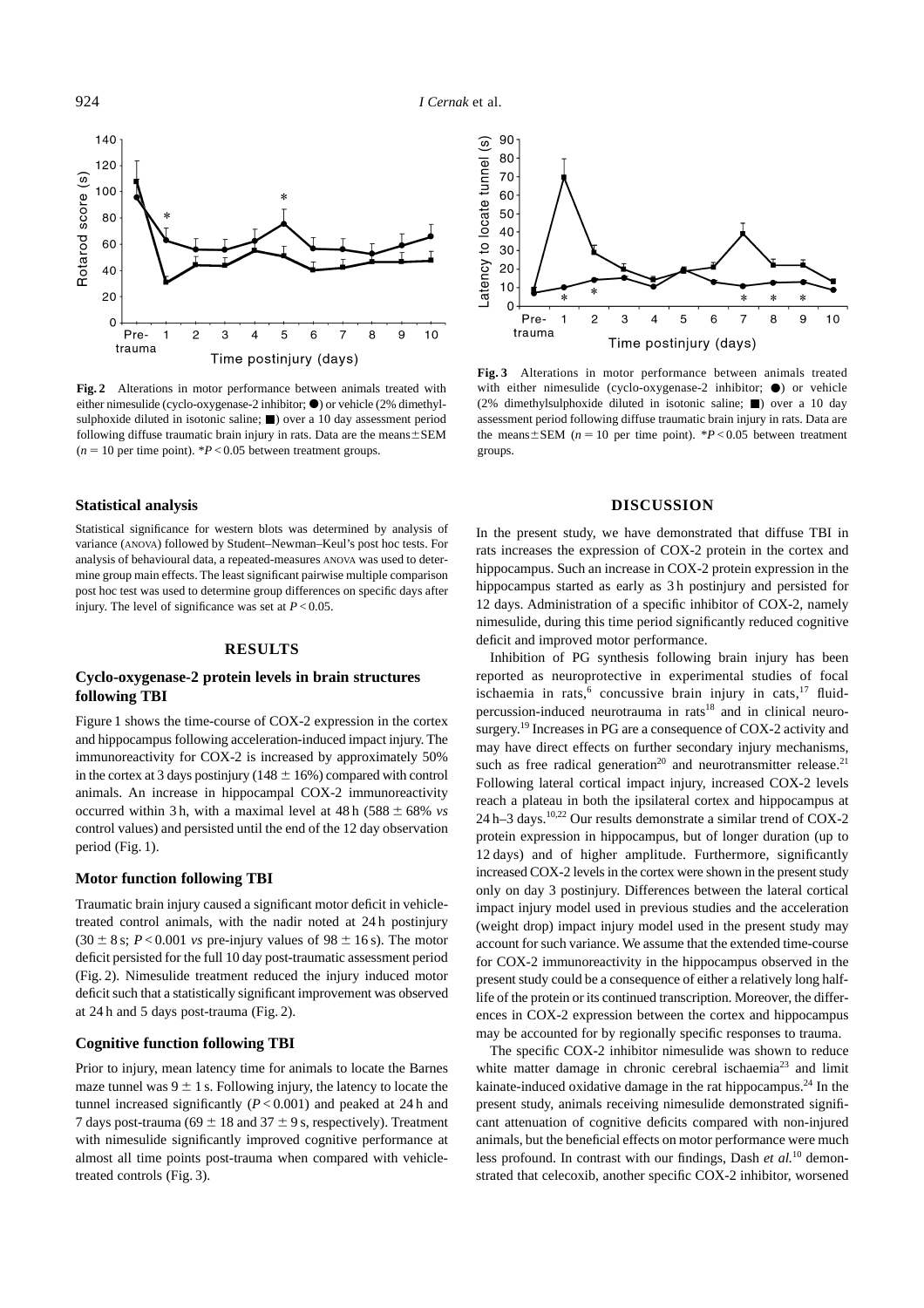**Fig. 2** Alterations in motor performance between animals treated with either nimesulide (cyclo-oxygenase-2 inhibitor; ●) or vehicle (2% dimethylsulphoxide diluted in isotonic saline; ■) over a 10 day assessment period following diffuse traumatic brain injury in rats. Data are the means ± SEM ($n = 10$ per time point). \*$P < 0.05$ between treatment groups.

**Fig. 3** Alterations in motor performance between animals treated with either nimesulide (cyclo-oxygenase-2 inhibitor; ●) or vehicle (2% dimethylsulphoxide diluted in isotonic saline; ■) over a 10 day assessment period following diffuse traumatic brain injury in rats. Data are the means ± SEM ($n = 10$ per time point). \*$P < 0.05$ between treatment groups.

### Statistical analysis

Statistical significance for western blots was determined by analysis of variance (ANOVA) followed by Student–Newman–Keul's post hoc tests. For analysis of behavioural data, a repeated-measures ANOVA was used to determine group main effects. The least significant pairwise multiple comparison post hoc test was used to determine group differences on specific days after injury. The level of significance was set at $P < 0.05$.

## RESULTS

### Cyclo-oxygenase-2 protein levels in brain structures following TBI

Figure 1 shows the time-course of COX-2 expression in the cortex and hippocampus following acceleration-induced impact injury. The immunoreactivity for COX-2 is increased by approximately 50% in the cortex at 3 days postinjury (148 ± 16%) compared with control animals. An increase in hippocampal COX-2 immunoreactivity occurred within 3 h, with a maximal level at 48 h (588 ± 68% *vs* control values) and persisted until the end of the 12 day observation period (Fig. 1).

### Motor function following TBI

Traumatic brain injury caused a significant motor deficit in vehicle-treated control animals, with the nadir noted at 24 h postinjury (30 ± 8 s; $P < 0.001$ *vs* pre-injury values of 98 ± 16 s). The motor deficit persisted for the full 10 day post-traumatic assessment period (Fig. 2). Nimesulide treatment reduced the injury induced motor deficit such that a statistically significant improvement was observed at 24 h and 5 days post-trauma (Fig. 2).

### Cognitive function following TBI

Prior to injury, mean latency time for animals to locate the Barnes maze tunnel was 9 ± 1 s. Following injury, the latency to locate the tunnel increased significantly ($P < 0.001$) and peaked at 24 h and 7 days post-trauma (69 ± 18 and 37 ± 9 s, respectively). Treatment with nimesulide significantly improved cognitive performance at almost all time points post-trauma when compared with vehicle-treated controls (Fig. 3).

## DISCUSSION

In the present study, we have demonstrated that diffuse TBI in rats increases the expression of COX-2 protein in the cortex and hippocampus. Such an increase in COX-2 protein expression in the hippocampus started as early as 3 h postinjury and persisted for 12 days. Administration of a specific inhibitor of COX-2, namely nimesulide, during this time period significantly reduced cognitive deficit and improved motor performance.

Inhibition of PG synthesis following brain injury has been reported as neuroprotective in experimental studies of focal ischaemia in rats,[6] concussive brain injury in cats,[17] fluid-percussion-induced neurotrauma in rats[18] and in clinical neurosurgery.[19] Increases in PG are a consequence of COX-2 activity and may have direct effects on further secondary injury mechanisms, such as free radical generation[20] and neurotransmitter release.[21] Following lateral cortical impact injury, increased COX-2 levels reach a plateau in both the ipsilateral cortex and hippocampus at 24 h–3 days.[10,22] Our results demonstrate a similar trend of COX-2 protein expression in hippocampus, but of longer duration (up to 12 days) and of higher amplitude. Furthermore, significantly increased COX-2 levels in the cortex were shown in the present study only on day 3 postinjury. Differences between the lateral cortical impact injury model used in previous studies and the acceleration (weight drop) impact injury model used in the present study may account for such variance. We assume that the extended time-course for COX-2 immunoreactivity in the hippocampus observed in the present study could be a consequence of either a relatively long half-life of the protein or its continued transcription. Moreover, the differences in COX-2 expression between the cortex and hippocampus may be accounted for by regionally specific responses to trauma.

The specific COX-2 inhibitor nimesulide was shown to reduce white matter damage in chronic cerebral ischaemia[23] and limit kainate-induced oxidative damage in the rat hippocampus.[24] In the present study, animals receiving nimesulide demonstrated significant attenuation of cognitive deficits compared with non-injured animals, but the beneficial effects on motor performance were much less profound. In contrast with our findings, Dash *et al.*[10] demonstrated that celecoxib, another specific COX-2 inhibitor, worsened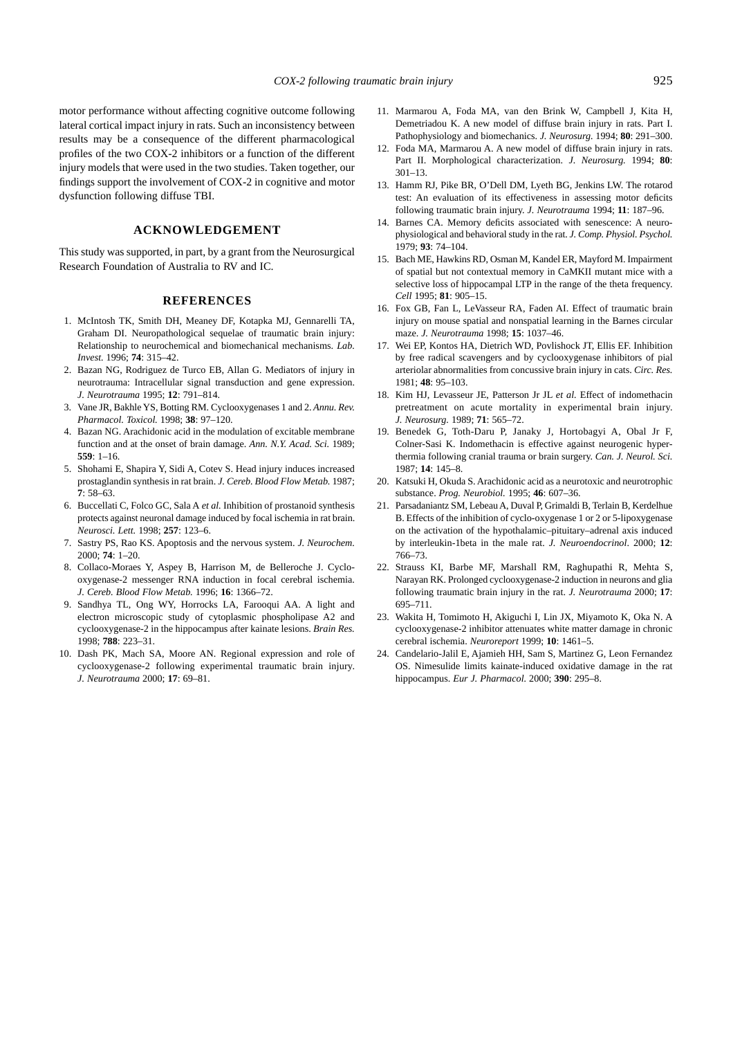motor performance without affecting cognitive outcome following lateral cortical impact injury in rats. Such an inconsistency between results may be a consequence of the different pharmacological profiles of the two COX-2 inhibitors or a function of the different injury models that were used in the two studies. Taken together, our findings support the involvement of COX-2 in cognitive and motor dysfunction following diffuse TBI.

## ACKNOWLEDGEMENT

This study was supported, in part, by a grant from the Neurosurgical Research Foundation of Australia to RV and IC.

## REFERENCES

1. McIntosh TK, Smith DH, Meaney DF, Kotapka MJ, Gennarelli TA, Graham DI. Neuropathological sequelae of traumatic brain injury: Relationship to neurochemical and biomechanical mechanisms. *Lab. Invest.* 1996; **74**: 315–42.
2. Bazan NG, Rodriguez de Turco EB, Allan G. Mediators of injury in neurotrauma: Intracellular signal transduction and gene expression. *J. Neurotrauma* 1995; **12**: 791–814.
3. Vane JR, Bakhle YS, Botting RM. Cyclooxygenases 1 and 2. *Annu. Rev. Pharmacol. Toxicol.* 1998; **38**: 97–120.
4. Bazan NG. Arachidonic acid in the modulation of excitable membrane function and at the onset of brain damage. *Ann. N.Y. Acad. Sci.* 1989; **559**: 1–16.
5. Shohami E, Shapira Y, Sidi A, Cotev S. Head injury induces increased prostaglandin synthesis in rat brain. *J. Cereb. Blood Flow Metab.* 1987; **7**: 58–63.
6. Buccellati C, Folco GC, Sala A *et al.* Inhibition of prostanoid synthesis protects against neuronal damage induced by focal ischemia in rat brain. *Neurosci. Lett.* 1998; **257**: 123–6.
7. Sastry PS, Rao KS. Apoptosis and the nervous system. *J. Neurochem.* 2000; **74**: 1–20.
8. Collaco-Moraes Y, Aspey B, Harrison M, de Belleroche J. Cyclo-oxygenase-2 messenger RNA induction in focal cerebral ischemia. *J. Cereb. Blood Flow Metab.* 1996; **16**: 1366–72.
9. Sandhya TL, Ong WY, Horrocks LA, Farooqui AA. A light and electron microscopic study of cytoplasmic phospholipase A2 and cyclooxygenase-2 in the hippocampus after kainate lesions. *Brain Res.* 1998; **788**: 223–31.
10. Dash PK, Mach SA, Moore AN. Regional expression and role of cyclooxygenase-2 following experimental traumatic brain injury. *J. Neurotrauma* 2000; **17**: 69–81.
11. Marmarou A, Foda MA, van den Brink W, Campbell J, Kita H, Demetriadou K. A new model of diffuse brain injury in rats. Part I. Pathophysiology and biomechanics. *J. Neurosurg.* 1994; **80**: 291–300.
12. Foda MA, Marmarou A. A new model of diffuse brain injury in rats. Part II. Morphological characterization. *J. Neurosurg.* 1994; **80**: 301–13.
13. Hamm RJ, Pike BR, O'Dell DM, Lyeth BG, Jenkins LW. The rotarod test: An evaluation of its effectiveness in assessing motor deficits following traumatic brain injury. *J. Neurotrauma* 1994; **11**: 187–96.
14. Barnes CA. Memory deficits associated with senescence: A neurophysiological and behavioral study in the rat. *J. Comp. Physiol. Psychol.* 1979; **93**: 74–104.
15. Bach ME, Hawkins RD, Osman M, Kandel ER, Mayford M. Impairment of spatial but not contextual memory in CaMKII mutant mice with a selective loss of hippocampal LTP in the range of the theta frequency. *Cell* 1995; **81**: 905–15.
16. Fox GB, Fan L, LeVasseur RA, Faden AI. Effect of traumatic brain injury on mouse spatial and nonspatial learning in the Barnes circular maze. *J. Neurotrauma* 1998; **15**: 1037–46.
17. Wei EP, Kontos HA, Dietrich WD, Povlishock JT, Ellis EF. Inhibition by free radical scavengers and by cyclooxygenase inhibitors of pial arteriolar abnormalities from concussive brain injury in cats. *Circ. Res.* 1981; **48**: 95–103.
18. Kim HJ, Levasseur JE, Patterson Jr JL *et al.* Effect of indomethacin pretreatment on acute mortality in experimental brain injury. *J. Neurosurg.* 1989; **71**: 565–72.
19. Benedek G, Toth-Daru P, Janaky J, Hortobagyi A, Obal Jr F, Colner-Sasi K. Indomethacin is effective against neurogenic hyperthermia following cranial trauma or brain surgery. *Can. J. Neurol. Sci.* 1987; **14**: 145–8.
20. Katsuki H, Okuda S. Arachidonic acid as a neurotoxic and neurotrophic substance. *Prog. Neurobiol.* 1995; **46**: 607–36.
21. Parsadaniantz SM, Lebeau A, Duval P, Grimaldi B, Terlain B, Kerdelhue B. Effects of the inhibition of cyclo-oxygenase 1 or 2 or 5-lipoxygenase on the activation of the hypothalamic–pituitary–adrenal axis induced by interleukin-1beta in the male rat. *J. Neuroendocrinol*. 2000; **12**: 766–73.
22. Strauss KI, Barbe MF, Marshall RM, Raghupathi R, Mehta S, Narayan RK. Prolonged cyclooxygenase-2 induction in neurons and glia following traumatic brain injury in the rat. *J. Neurotrauma* 2000; **17**: 695–711.
23. Wakita H, Tomimoto H, Akiguchi I, Lin JX, Miyamoto K, Oka N. A cyclooxygenase-2 inhibitor attenuates white matter damage in chronic cerebral ischemia. *Neuroreport* 1999; **10**: 1461–5.
24. Candelario-Jalil E, Ajamieh HH, Sam S, Martinez G, Leon Fernandez OS. Nimesulide limits kainate-induced oxidative damage in the rat hippocampus. *Eur J. Pharmacol.* 2000; **390**: 295–8.